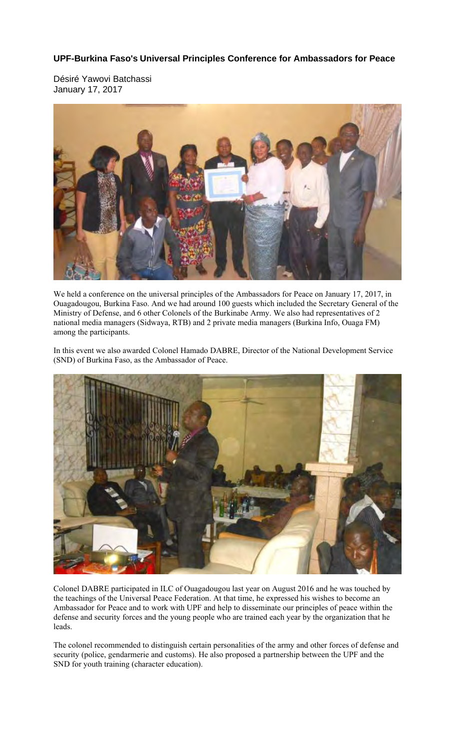# UPF-Burkina Faso's Universal Principles Conference for Ambassadors for Peace

Désiré Yawovi Batchassi
January 17, 2017

We held a conference on the universal principles of the Ambassadors for Peace on January 17, 2017, in Ouagadougou, Burkina Faso. And we had around 100 guests which included the Secretary General of the Ministry of Defense, and 6 other Colonels of the Burkinabe Army. We also had representatives of 2 national media managers (Sidwaya, RTB) and 2 private media managers (Burkina Info, Ouaga FM) among the participants.

In this event we also awarded Colonel Hamado DABRE, Director of the National Development Service (SND) of Burkina Faso, as the Ambassador of Peace.

Colonel DABRE participated in ILC of Ouagadougou last year on August 2016 and he was touched by the teachings of the Universal Peace Federation. At that time, he expressed his wishes to become an Ambassador for Peace and to work with UPF and help to disseminate our principles of peace within the defense and security forces and the young people who are trained each year by the organization that he leads.

The colonel recommended to distinguish certain personalities of the army and other forces of defense and security (police, gendarmerie and customs). He also proposed a partnership between the UPF and the SND for youth training (character education).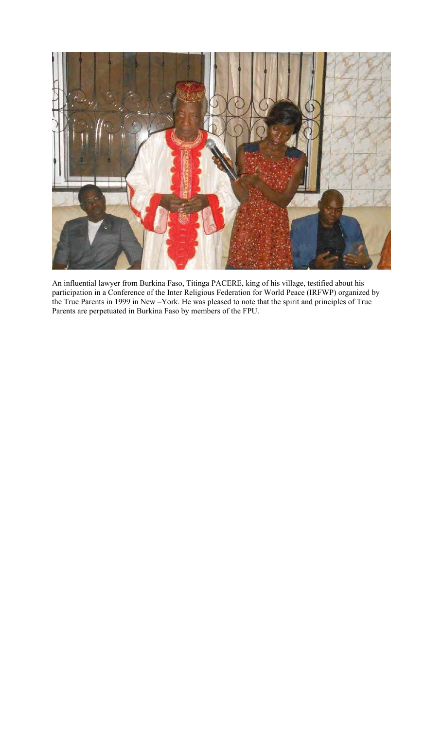An influential lawyer from Burkina Faso, Titinga PACERE, king of his village, testified about his participation in a Conference of the Inter Religious Federation for World Peace (IRFWP) organized by the True Parents in 1999 in New –York. He was pleased to note that the spirit and principles of True Parents are perpetuated in Burkina Faso by members of the FPU.